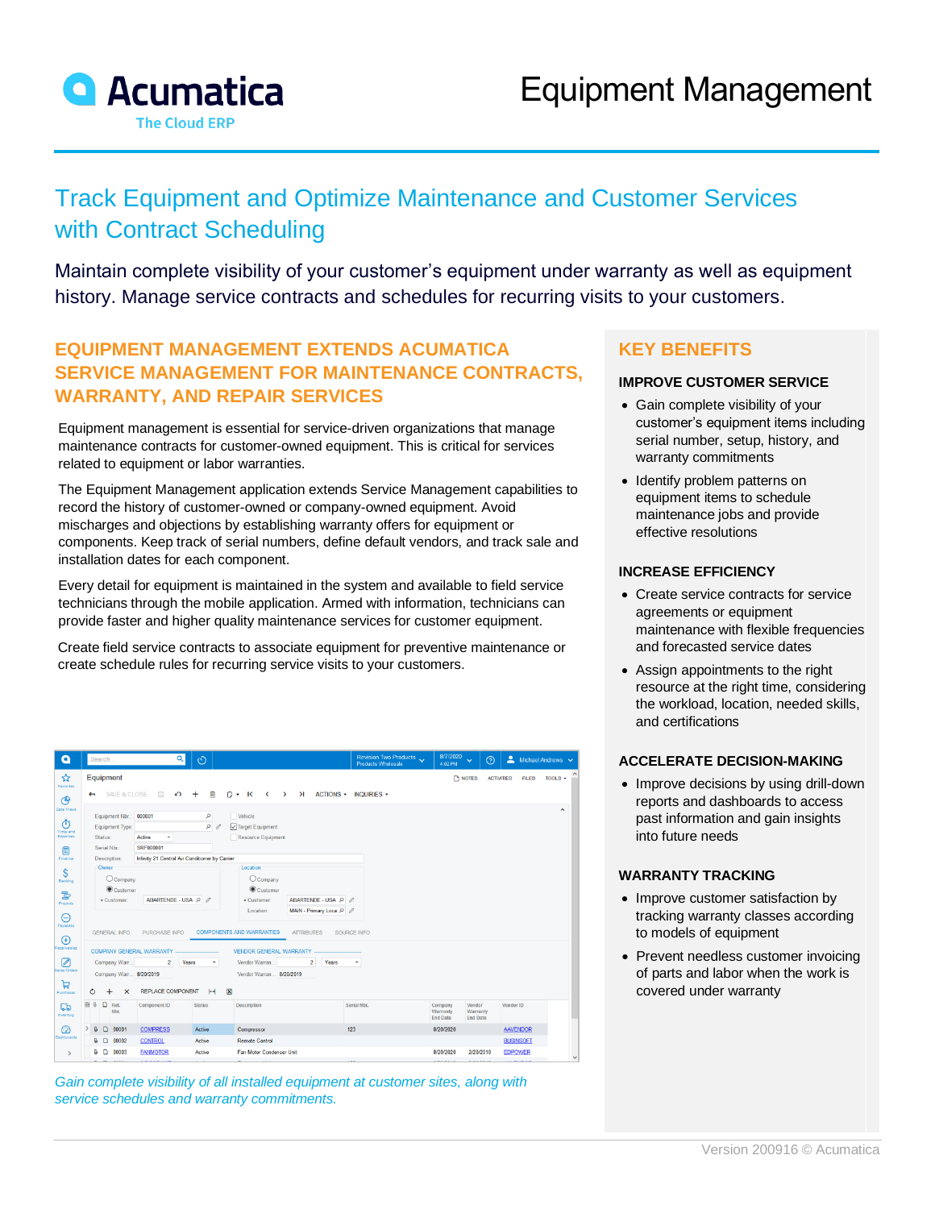# Equipment Management

## Track Equipment and Optimize Maintenance and Customer Services with Contract Scheduling

Maintain complete visibility of your customer's equipment under warranty as well as equipment history. Manage service contracts and schedules for recurring visits to your customers.

### EQUIPMENT MANAGEMENT EXTENDS ACUMATICA SERVICE MANAGEMENT FOR MAINTENANCE CONTRACTS, WARRANTY, AND REPAIR SERVICES

Equipment management is essential for service-driven organizations that manage maintenance contracts for customer-owned equipment. This is critical for services related to equipment or labor warranties.

The Equipment Management application extends Service Management capabilities to record the history of customer-owned or company-owned equipment. Avoid mischarges and objections by establishing warranty offers for equipment or components. Keep track of serial numbers, define default vendors, and track sale and installation dates for each component.

Every detail for equipment is maintained in the system and available to field service technicians through the mobile application. Armed with information, technicians can provide faster and higher quality maintenance services for customer equipment.

Create field service contracts to associate equipment for preventive maintenance or create schedule rules for recurring service visits to your customers.

*Gain complete visibility of all installed equipment at customer sites, along with service schedules and warranty commitments.*

### KEY BENEFITS

**IMPROVE CUSTOMER SERVICE**

- Gain complete visibility of your customer's equipment items including serial number, setup, history, and warranty commitments
- Identify problem patterns on equipment items to schedule maintenance jobs and provide effective resolutions

**INCREASE EFFICIENCY**

- Create service contracts for service agreements or equipment maintenance with flexible frequencies and forecasted service dates
- Assign appointments to the right resource at the right time, considering the workload, location, needed skills, and certifications

**ACCELERATE DECISION-MAKING**

- Improve decisions by using drill-down reports and dashboards to access past information and gain insights into future needs

**WARRANTY TRACKING**

- Improve customer satisfaction by tracking warranty classes according to models of equipment
- Prevent needless customer invoicing of parts and labor when the work is covered under warranty

Version 200916 © Acumatica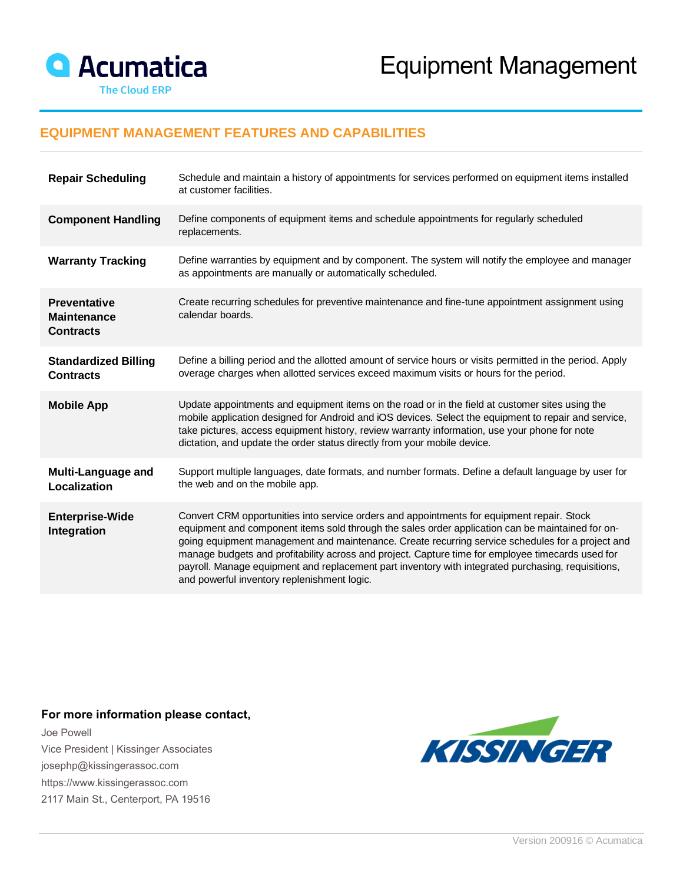Acumatica
The Cloud ERP

# Equipment Management

## EQUIPMENT MANAGEMENT FEATURES AND CAPABILITIES

| | |
|---|---|
| **Repair Scheduling** | Schedule and maintain a history of appointments for services performed on equipment items installed at customer facilities. |
| **Component Handling** | Define components of equipment items and schedule appointments for regularly scheduled replacements. |
| **Warranty Tracking** | Define warranties by equipment and by component. The system will notify the employee and manager as appointments are manually or automatically scheduled. |
| **Preventative Maintenance Contracts** | Create recurring schedules for preventive maintenance and fine-tune appointment assignment using calendar boards. |
| **Standardized Billing Contracts** | Define a billing period and the allotted amount of service hours or visits permitted in the period. Apply overage charges when allotted services exceed maximum visits or hours for the period. |
| **Mobile App** | Update appointments and equipment items on the road or in the field at customer sites using the mobile application designed for Android and iOS devices. Select the equipment to repair and service, take pictures, access equipment history, review warranty information, use your phone for note dictation, and update the order status directly from your mobile device. |
| **Multi-Language and Localization** | Support multiple languages, date formats, and number formats. Define a default language by user for the web and on the mobile app. |
| **Enterprise-Wide Integration** | Convert CRM opportunities into service orders and appointments for equipment repair. Stock equipment and component items sold through the sales order application can be maintained for on-going equipment management and maintenance. Create recurring service schedules for a project and manage budgets and profitability across and project. Capture time for employee timecards used for payroll. Manage equipment and replacement part inventory with integrated purchasing, requisitions, and powerful inventory replenishment logic. |

**For more information please contact,**

Joe Powell
Vice President | Kissinger Associates
josephp@kissingerassoc.com
https://www.kissingerassoc.com
2117 Main St., Centerport, PA 19516

KISSINGER

Version 200916 © Acumatica